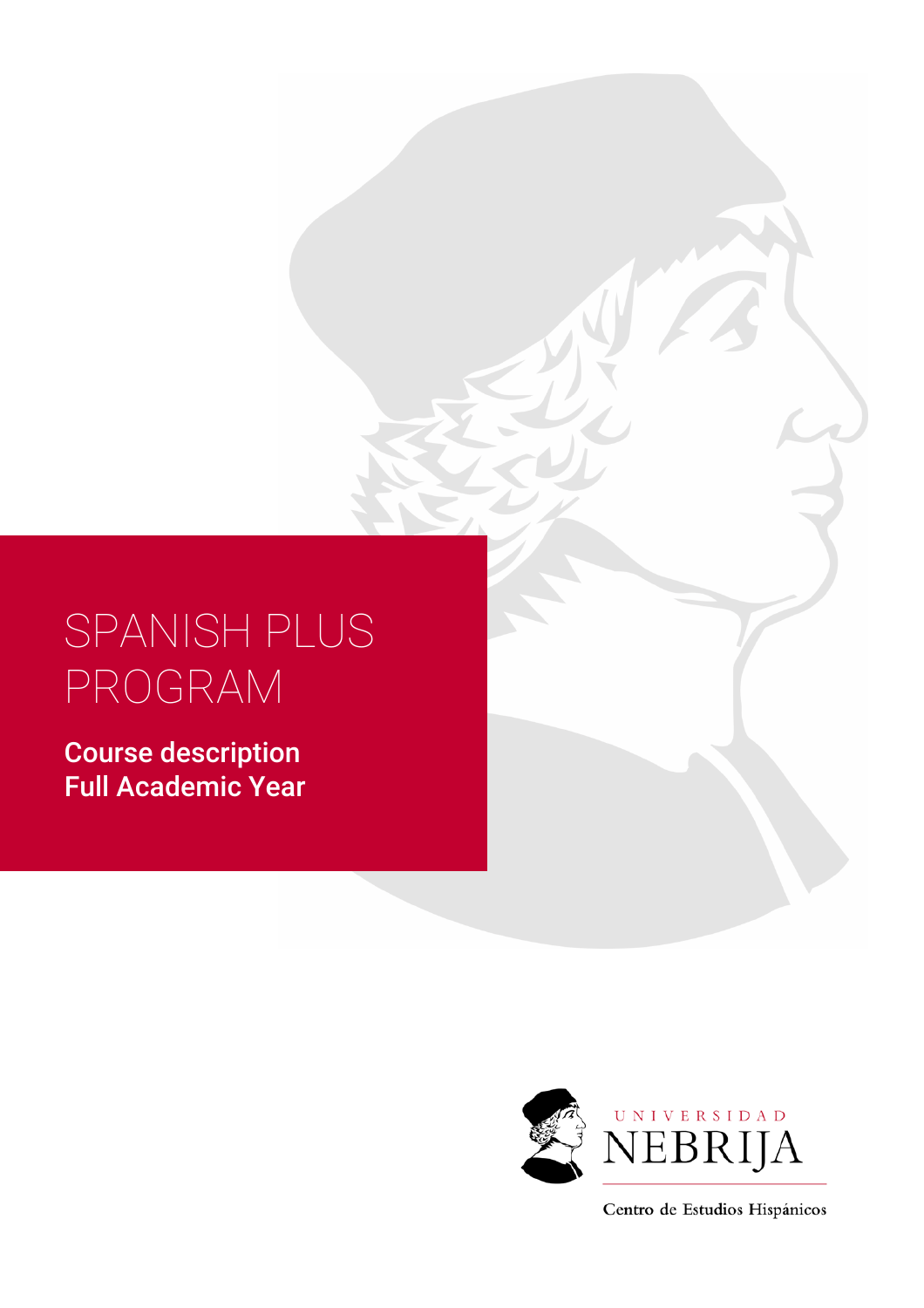# SPANISH PLUS PROGRAM

## Course description
## Full Academic Year

UNIVERSIDAD NEBRIJA

Centro de Estudios Hispánicos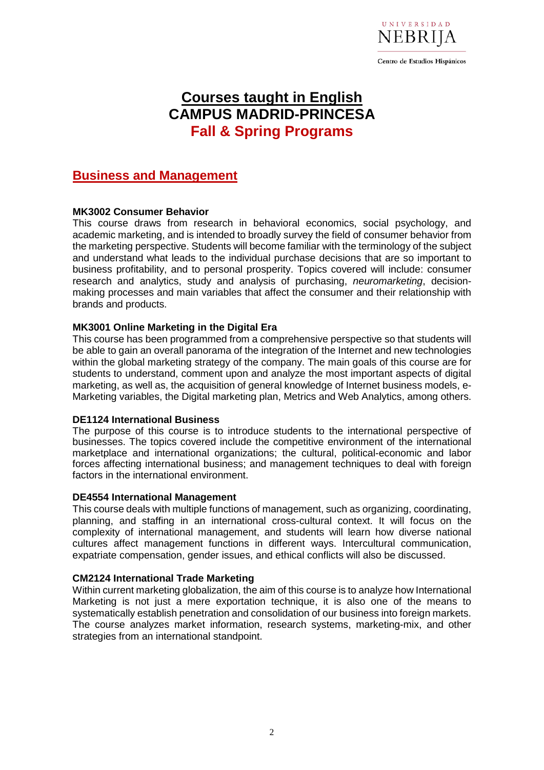# Courses taught in English
## CAMPUS MADRID-PRINCESA
## Fall & Spring Programs

## Business and Management

**MK3002 Consumer Behavior**

This course draws from research in behavioral economics, social psychology, and academic marketing, and is intended to broadly survey the field of consumer behavior from the marketing perspective. Students will become familiar with the terminology of the subject and understand what leads to the individual purchase decisions that are so important to business profitability, and to personal prosperity. Topics covered will include: consumer research and analytics, study and analysis of purchasing, *neuromarketing*, decision-making processes and main variables that affect the consumer and their relationship with brands and products.

**MK3001 Online Marketing in the Digital Era**

This course has been programmed from a comprehensive perspective so that students will be able to gain an overall panorama of the integration of the Internet and new technologies within the global marketing strategy of the company. The main goals of this course are for students to understand, comment upon and analyze the most important aspects of digital marketing, as well as, the acquisition of general knowledge of Internet business models, e-Marketing variables, the Digital marketing plan, Metrics and Web Analytics, among others.

**DE1124 International Business**

The purpose of this course is to introduce students to the international perspective of businesses. The topics covered include the competitive environment of the international marketplace and international organizations; the cultural, political-economic and labor forces affecting international business; and management techniques to deal with foreign factors in the international environment.

**DE4554 International Management**

This course deals with multiple functions of management, such as organizing, coordinating, planning, and staffing in an international cross-cultural context. It will focus on the complexity of international management, and students will learn how diverse national cultures affect management functions in different ways. Intercultural communication, expatriate compensation, gender issues, and ethical conflicts will also be discussed.

**CM2124 International Trade Marketing**

Within current marketing globalization, the aim of this course is to analyze how International Marketing is not just a mere exportation technique, it is also one of the means to systematically establish penetration and consolidation of our business into foreign markets. The course analyzes market information, research systems, marketing-mix, and other strategies from an international standpoint.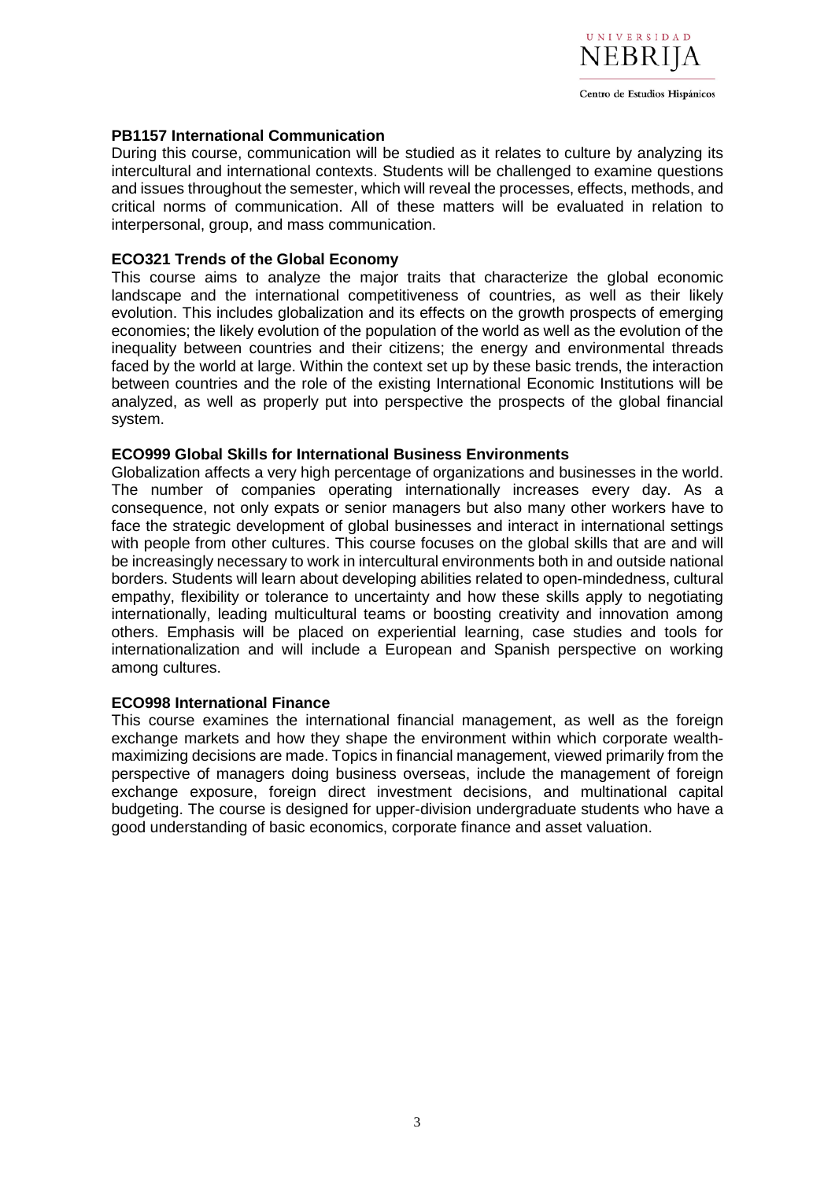**PB1157 International Communication**

During this course, communication will be studied as it relates to culture by analyzing its intercultural and international contexts. Students will be challenged to examine questions and issues throughout the semester, which will reveal the processes, effects, methods, and critical norms of communication. All of these matters will be evaluated in relation to interpersonal, group, and mass communication.

**ECO321 Trends of the Global Economy**

This course aims to analyze the major traits that characterize the global economic landscape and the international competitiveness of countries, as well as their likely evolution. This includes globalization and its effects on the growth prospects of emerging economies; the likely evolution of the population of the world as well as the evolution of the inequality between countries and their citizens; the energy and environmental threads faced by the world at large. Within the context set up by these basic trends, the interaction between countries and the role of the existing International Economic Institutions will be analyzed, as well as properly put into perspective the prospects of the global financial system.

**ECO999 Global Skills for International Business Environments**

Globalization affects a very high percentage of organizations and businesses in the world. The number of companies operating internationally increases every day. As a consequence, not only expats or senior managers but also many other workers have to face the strategic development of global businesses and interact in international settings with people from other cultures. This course focuses on the global skills that are and will be increasingly necessary to work in intercultural environments both in and outside national borders. Students will learn about developing abilities related to open-mindedness, cultural empathy, flexibility or tolerance to uncertainty and how these skills apply to negotiating internationally, leading multicultural teams or boosting creativity and innovation among others. Emphasis will be placed on experiential learning, case studies and tools for internationalization and will include a European and Spanish perspective on working among cultures.

**ECO998 International Finance**

This course examines the international financial management, as well as the foreign exchange markets and how they shape the environment within which corporate wealth-maximizing decisions are made. Topics in financial management, viewed primarily from the perspective of managers doing business overseas, include the management of foreign exchange exposure, foreign direct investment decisions, and multinational capital budgeting. The course is designed for upper-division undergraduate students who have a good understanding of basic economics, corporate finance and asset valuation.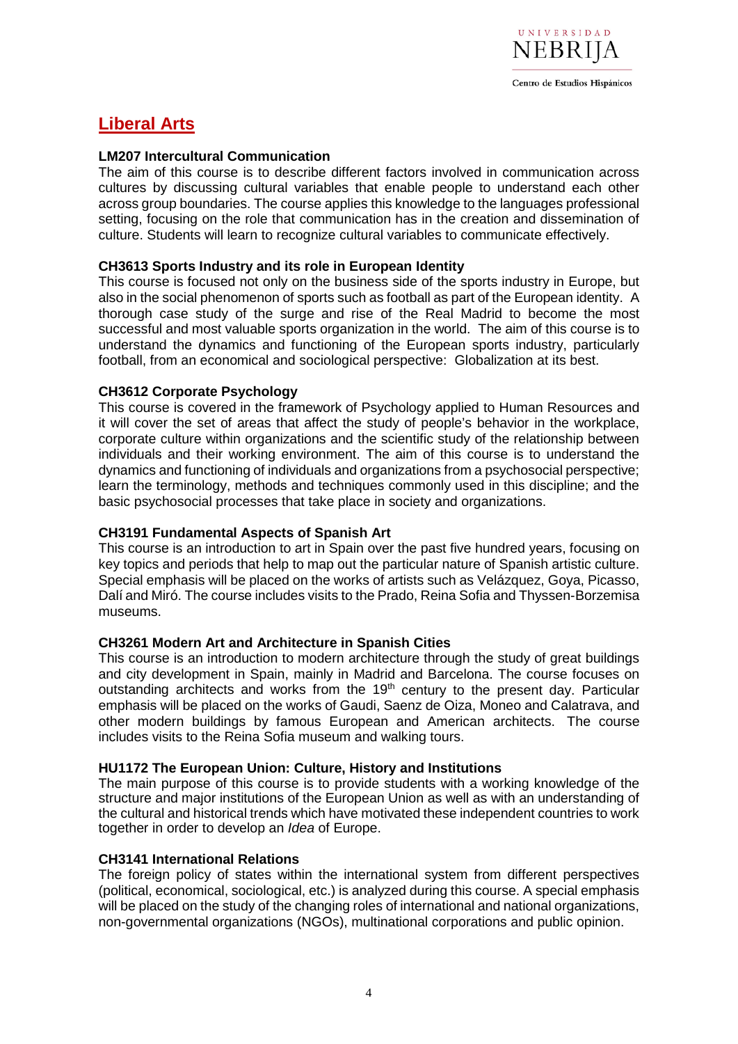## Liberal Arts

**LM207 Intercultural Communication**

The aim of this course is to describe different factors involved in communication across cultures by discussing cultural variables that enable people to understand each other across group boundaries. The course applies this knowledge to the languages professional setting, focusing on the role that communication has in the creation and dissemination of culture. Students will learn to recognize cultural variables to communicate effectively.

**CH3613 Sports Industry and its role in European Identity**

This course is focused not only on the business side of the sports industry in Europe, but also in the social phenomenon of sports such as football as part of the European identity. A thorough case study of the surge and rise of the Real Madrid to become the most successful and most valuable sports organization in the world. The aim of this course is to understand the dynamics and functioning of the European sports industry, particularly football, from an economical and sociological perspective: Globalization at its best.

**CH3612 Corporate Psychology**

This course is covered in the framework of Psychology applied to Human Resources and it will cover the set of areas that affect the study of people's behavior in the workplace, corporate culture within organizations and the scientific study of the relationship between individuals and their working environment. The aim of this course is to understand the dynamics and functioning of individuals and organizations from a psychosocial perspective; learn the terminology, methods and techniques commonly used in this discipline; and the basic psychosocial processes that take place in society and organizations.

**CH3191 Fundamental Aspects of Spanish Art**

This course is an introduction to art in Spain over the past five hundred years, focusing on key topics and periods that help to map out the particular nature of Spanish artistic culture. Special emphasis will be placed on the works of artists such as Velázquez, Goya, Picasso, Dalí and Miró. The course includes visits to the Prado, Reina Sofia and Thyssen-Borzemisa museums.

**CH3261 Modern Art and Architecture in Spanish Cities**

This course is an introduction to modern architecture through the study of great buildings and city development in Spain, mainly in Madrid and Barcelona. The course focuses on outstanding architects and works from the 19th century to the present day. Particular emphasis will be placed on the works of Gaudi, Saenz de Oiza, Moneo and Calatrava, and other modern buildings by famous European and American architects. The course includes visits to the Reina Sofia museum and walking tours.

**HU1172 The European Union: Culture, History and Institutions**

The main purpose of this course is to provide students with a working knowledge of the structure and major institutions of the European Union as well as with an understanding of the cultural and historical trends which have motivated these independent countries to work together in order to develop an *Idea* of Europe.

**CH3141 International Relations**

The foreign policy of states within the international system from different perspectives (political, economical, sociological, etc.) is analyzed during this course. A special emphasis will be placed on the study of the changing roles of international and national organizations, non-governmental organizations (NGOs), multinational corporations and public opinion.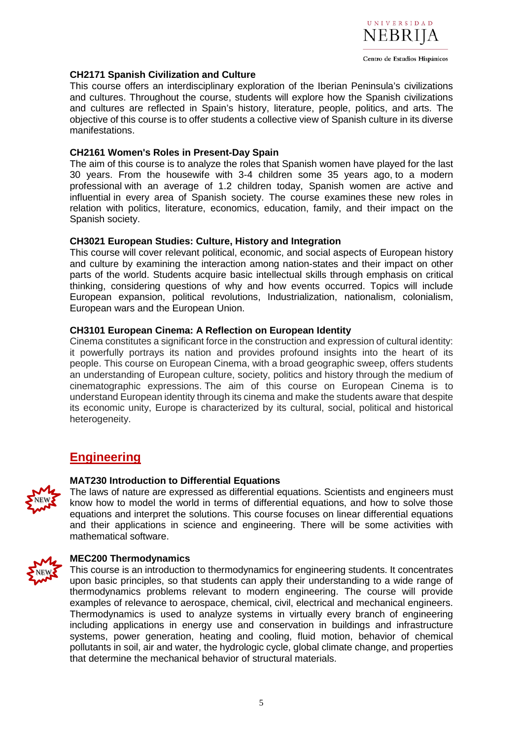**CH2171 Spanish Civilization and Culture**

This course offers an interdisciplinary exploration of the Iberian Peninsula's civilizations and cultures. Throughout the course, students will explore how the Spanish civilizations and cultures are reflected in Spain's history, literature, people, politics, and arts. The objective of this course is to offer students a collective view of Spanish culture in its diverse manifestations.

**CH2161 Women's Roles in Present-Day Spain**

The aim of this course is to analyze the roles that Spanish women have played for the last 30 years. From the housewife with 3-4 children some 35 years ago, to a modern professional with an average of 1.2 children today, Spanish women are active and influential in every area of Spanish society. The course examines these new roles in relation with politics, literature, economics, education, family, and their impact on the Spanish society.

**CH3021 European Studies: Culture, History and Integration**

This course will cover relevant political, economic, and social aspects of European history and culture by examining the interaction among nation-states and their impact on other parts of the world. Students acquire basic intellectual skills through emphasis on critical thinking, considering questions of why and how events occurred. Topics will include European expansion, political revolutions, Industrialization, nationalism, colonialism, European wars and the European Union.

**CH3101 European Cinema: A Reflection on European Identity**

Cinema constitutes a significant force in the construction and expression of cultural identity: it powerfully portrays its nation and provides profound insights into the heart of its people. This course on European Cinema, with a broad geographic sweep, offers students an understanding of European culture, society, politics and history through the medium of cinematographic expressions. The aim of this course on European Cinema is to understand European identity through its cinema and make the students aware that despite its economic unity, Europe is characterized by its cultural, social, political and historical heterogeneity.

## Engineering

NEW

**MAT230 Introduction to Differential Equations**

The laws of nature are expressed as differential equations. Scientists and engineers must know how to model the world in terms of differential equations, and how to solve those equations and interpret the solutions. This course focuses on linear differential equations and their applications in science and engineering. There will be some activities with mathematical software.

NEW

**MEC200 Thermodynamics**

This course is an introduction to thermodynamics for engineering students. It concentrates upon basic principles, so that students can apply their understanding to a wide range of thermodynamics problems relevant to modern engineering. The course will provide examples of relevance to aerospace, chemical, civil, electrical and mechanical engineers. Thermodynamics is used to analyze systems in virtually every branch of engineering including applications in energy use and conservation in buildings and infrastructure systems, power generation, heating and cooling, fluid motion, behavior of chemical pollutants in soil, air and water, the hydrologic cycle, global climate change, and properties that determine the mechanical behavior of structural materials.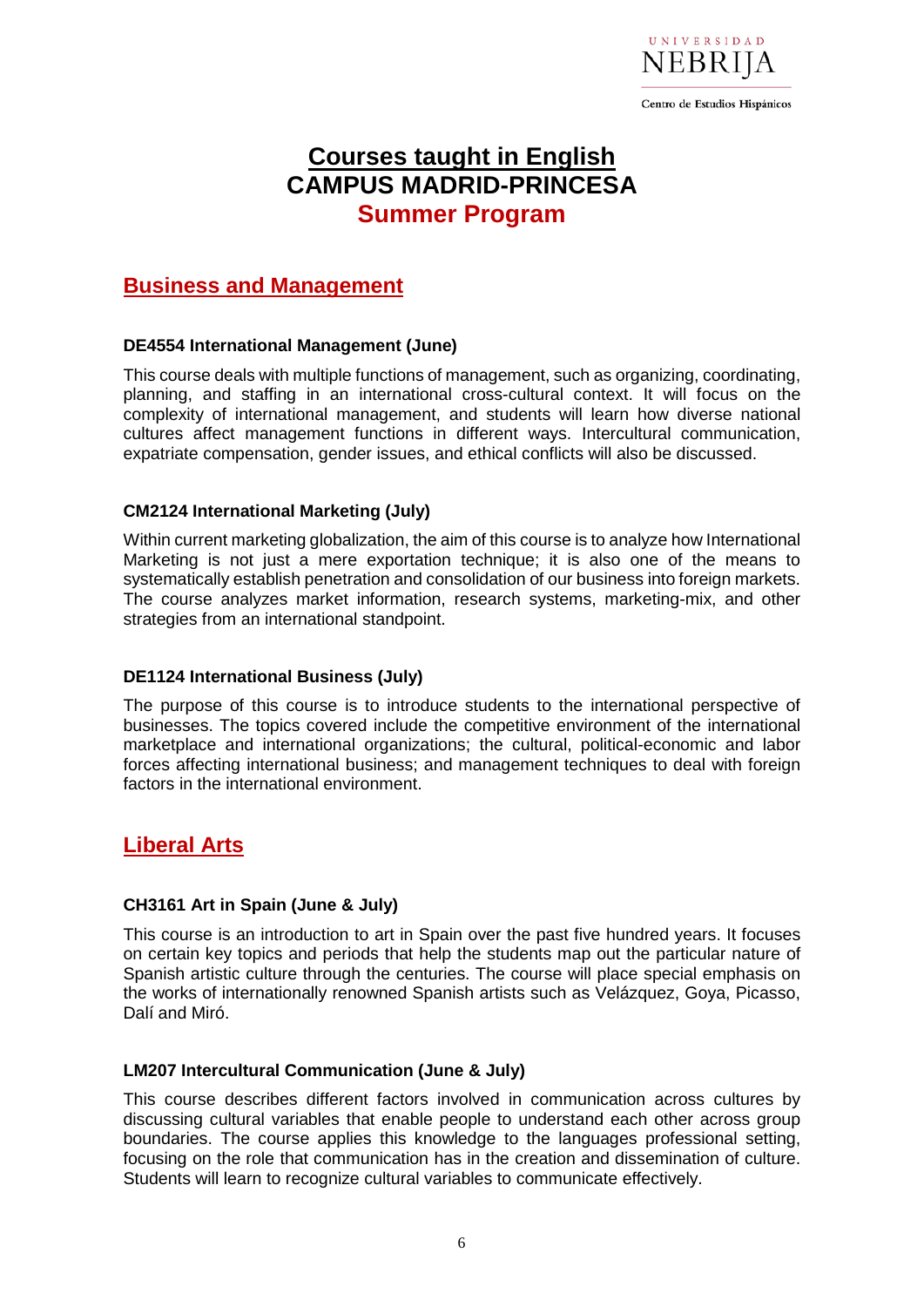# Courses taught in English
# CAMPUS MADRID-PRINCESA
# Summer Program

## Business and Management

### DE4554 International Management (June)

This course deals with multiple functions of management, such as organizing, coordinating, planning, and staffing in an international cross-cultural context. It will focus on the complexity of international management, and students will learn how diverse national cultures affect management functions in different ways. Intercultural communication, expatriate compensation, gender issues, and ethical conflicts will also be discussed.

### CM2124 International Marketing (July)

Within current marketing globalization, the aim of this course is to analyze how International Marketing is not just a mere exportation technique; it is also one of the means to systematically establish penetration and consolidation of our business into foreign markets. The course analyzes market information, research systems, marketing-mix, and other strategies from an international standpoint.

### DE1124 International Business (July)

The purpose of this course is to introduce students to the international perspective of businesses. The topics covered include the competitive environment of the international marketplace and international organizations; the cultural, political-economic and labor forces affecting international business; and management techniques to deal with foreign factors in the international environment.

## Liberal Arts

### CH3161 Art in Spain (June & July)

This course is an introduction to art in Spain over the past five hundred years. It focuses on certain key topics and periods that help the students map out the particular nature of Spanish artistic culture through the centuries. The course will place special emphasis on the works of internationally renowned Spanish artists such as Velázquez, Goya, Picasso, Dalí and Miró.

### LM207 Intercultural Communication (June & July)

This course describes different factors involved in communication across cultures by discussing cultural variables that enable people to understand each other across group boundaries. The course applies this knowledge to the languages professional setting, focusing on the role that communication has in the creation and dissemination of culture. Students will learn to recognize cultural variables to communicate effectively.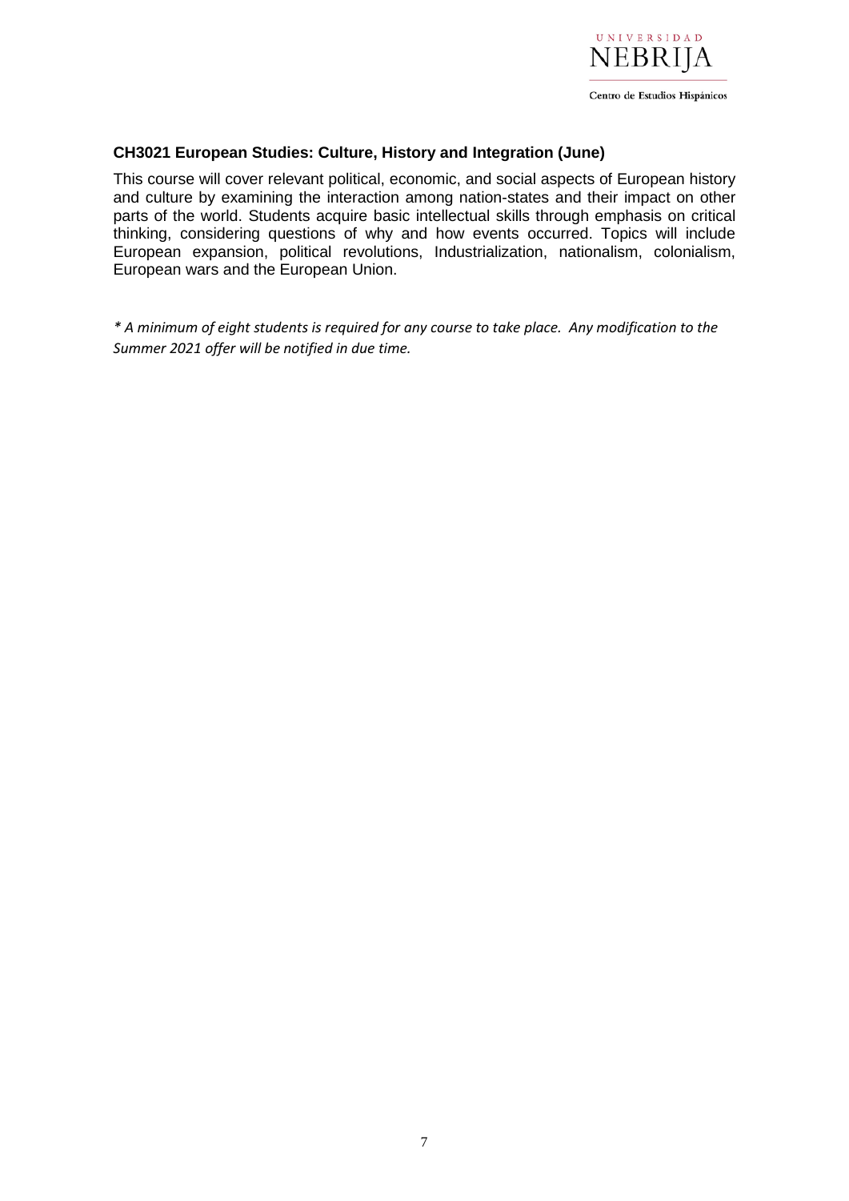**CH3021 European Studies: Culture, History and Integration (June)**

This course will cover relevant political, economic, and social aspects of European history and culture by examining the interaction among nation-states and their impact on other parts of the world. Students acquire basic intellectual skills through emphasis on critical thinking, considering questions of why and how events occurred. Topics will include European expansion, political revolutions, Industrialization, nationalism, colonialism, European wars and the European Union.

*\* A minimum of eight students is required for any course to take place. Any modification to the Summer 2021 offer will be notified in due time.*